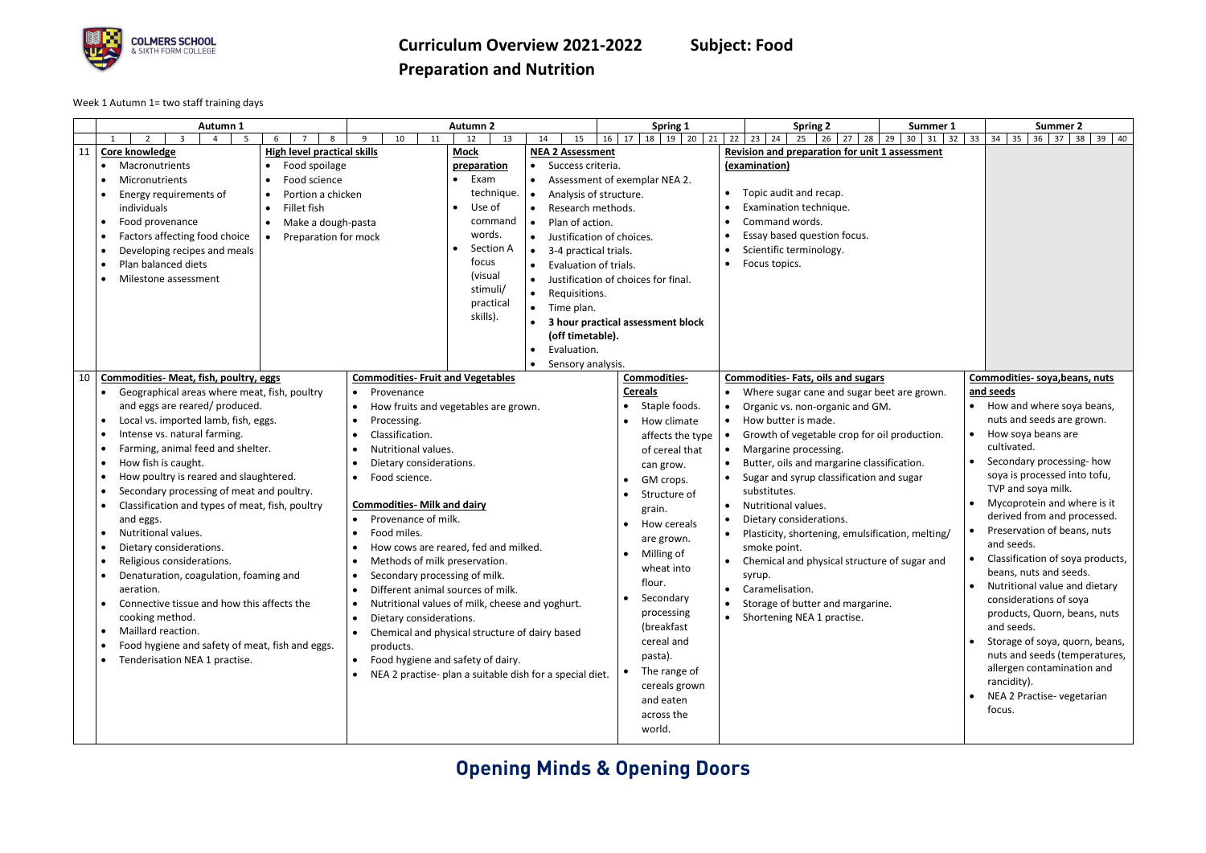# Curriculum Overview 2021-2022 Subject: Food Preparation and Nutrition

Week 1 Autumn 1= two staff training days

| | Autumn 1 (Weeks 1–5) | Autumn 1 (Weeks 6–8) | Autumn 2 (Weeks 9–11) | Autumn 2 (Weeks 12–13) | Autumn 2 / Spring 1 (Weeks 14–21) | Spring 1 / Spring 2 / Summer 1 (Weeks 22–33) | Summer 2 (Weeks 34–40) |
|---|---|---|---|---|---|---|---|
| 11 | **Core knowledge**<br>• Macronutrients<br>• Micronutrients<br>• Energy requirements of individuals<br>• Food provenance<br>• Factors affecting food choice<br>• Developing recipes and meals<br>• Plan balanced diets<br>• Milestone assessment | **High level practical skills**<br>• Food spoilage<br>• Food science<br>• Portion a chicken<br>• Fillet fish<br>• Make a dough-pasta<br>• Preparation for mock | | **Mock preparation**<br>• Exam technique.<br>• Use of command words.<br>• Section A focus (visual stimuli/ practical skills). | **NEA 2 Assessment**<br>• Success criteria.<br>• Assessment of exemplar NEA 2.<br>• Analysis of structure.<br>• Research methods.<br>• Plan of action.<br>• Justification of choices.<br>• 3-4 practical trials.<br>• Evaluation of trials.<br>• Justification of choices for final.<br>• Requisitions.<br>• Time plan.<br>• **3 hour practical assessment block (off timetable).**<br>• Evaluation.<br>• Sensory analysis. | **Revision and preparation for unit 1 assessment (examination)**<br>• Topic audit and recap.<br>• Examination technique.<br>• Command words.<br>• Essay based question focus.<br>• Scientific terminology.<br>• Focus topics. | |

| | Autumn 1 (Weeks 1–8) | Autumn 2 (Weeks 9–15) | Spring 1 (Weeks 16–21) | Spring 2 / Summer 1 (Weeks 22–33) | Summer 2 (Weeks 34–40) |
|---|---|---|---|---|---|
| 10 | **Commodities- Meat, fish, poultry, eggs**<br>• Geographical areas where meat, fish, poultry and eggs are reared/ produced.<br>• Local vs. imported lamb, fish, eggs.<br>• Intense vs. natural farming.<br>• Farming, animal feed and shelter.<br>• How fish is caught.<br>• How poultry is reared and slaughtered.<br>• Secondary processing of meat and poultry.<br>• Classification and types of meat, fish, poultry and eggs.<br>• Nutritional values.<br>• Dietary considerations.<br>• Religious considerations.<br>• Denaturation, coagulation, foaming and aeration.<br>• Connective tissue and how this affects the cooking method.<br>• Maillard reaction.<br>• Food hygiene and safety of meat, fish and eggs.<br>• Tenderisation NEA 1 practise. | **Commodities- Fruit and Vegetables**<br>• Provenance<br>• How fruits and vegetables are grown.<br>• Processing.<br>• Classification.<br>• Nutritional values.<br>• Dietary considerations.<br>• Food science.<br><br>**Commodities- Milk and dairy**<br>• Provenance of milk.<br>• Food miles.<br>• How cows are reared, fed and milked.<br>• Methods of milk preservation.<br>• Secondary processing of milk.<br>• Different animal sources of milk.<br>• Nutritional values of milk, cheese and yoghurt.<br>• Dietary considerations.<br>• Chemical and physical structure of dairy based products.<br>• Food hygiene and safety of dairy.<br>• NEA 2 practise- plan a suitable dish for a special diet. | **Commodities- Cereals**<br>• Staple foods.<br>• How climate affects the type of cereal that can grow.<br>• GM crops.<br>• Structure of grain.<br>• How cereals are grown.<br>• Milling of wheat into flour.<br>• Secondary processing (breakfast cereal and pasta).<br>• The range of cereals grown and eaten across the world. | **Commodities- Fats, oils and sugars**<br>• Where sugar cane and sugar beet are grown.<br>• Organic vs. non-organic and GM.<br>• How butter is made.<br>• Growth of vegetable crop for oil production.<br>• Margarine processing.<br>• Butter, oils and margarine classification.<br>• Sugar and syrup classification and sugar substitutes.<br>• Nutritional values.<br>• Dietary considerations.<br>• Plasticity, shortening, emulsification, melting/ smoke point.<br>• Chemical and physical structure of sugar and syrup.<br>• Caramelisation.<br>• Storage of butter and margarine.<br>• Shortening NEA 1 practise. | **Commodities- soya,beans, nuts and seeds**<br>• How and where soya beans, nuts and seeds are grown.<br>• How soya beans are cultivated.<br>• Secondary processing- how soya is processed into tofu, TVP and soya milk.<br>• Mycoprotein and where is it derived from and processed.<br>• Preservation of beans, nuts and seeds.<br>• Classification of soya products, beans, nuts and seeds.<br>• Nutritional value and dietary considerations of soya products, Quorn, beans, nuts and seeds.<br>• Storage of soya, quorn, beans, nuts and seeds (temperatures, allergen contamination and rancidity).<br>• NEA 2 Practise- vegetarian focus. |

**Opening Minds & Opening Doors**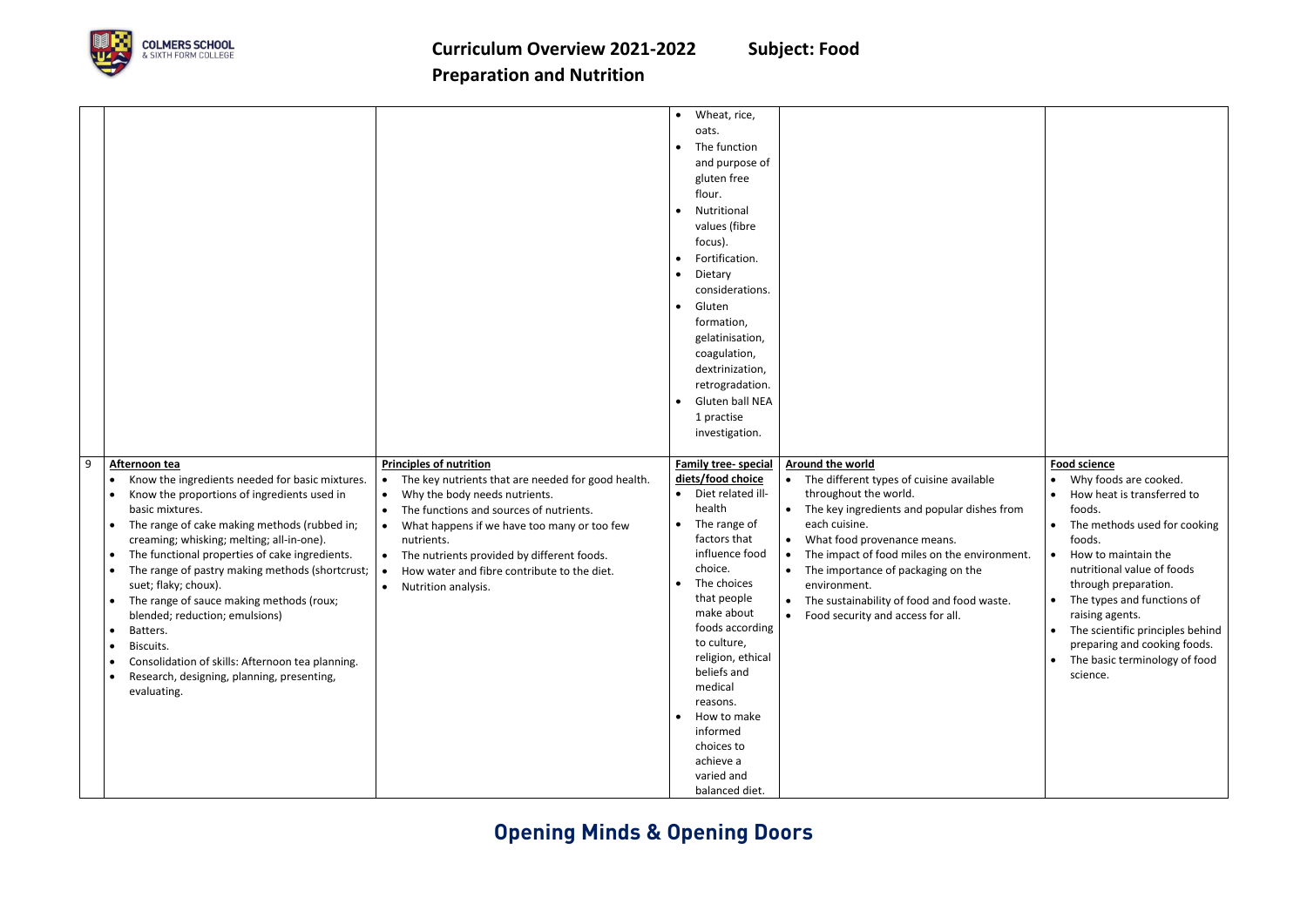| | | | | | |
|---|---|---|---|---|---|
| | | | • Wheat, rice, oats.<br>• The function and purpose of gluten free flour.<br>• Nutritional values (fibre focus).<br>• Fortification.<br>• Dietary considerations.<br>• Gluten formation, gelatinisation, coagulation, dextrinization, retrogradation.<br>• Gluten ball NEA 1 practise investigation. | | |
| 9 | **Afternoon tea**<br>• Know the ingredients needed for basic mixtures.<br>• Know the proportions of ingredients used in basic mixtures.<br>• The range of cake making methods (rubbed in; creaming; whisking; melting; all-in-one).<br>• The functional properties of cake ingredients.<br>• The range of pastry making methods (shortcrust; suet; flaky; choux).<br>• The range of sauce making methods (roux; blended; reduction; emulsions)<br>• Batters.<br>• Biscuits.<br>• Consolidation of skills: Afternoon tea planning.<br>• Research, designing, planning, presenting, evaluating. | **Principles of nutrition**<br>• The key nutrients that are needed for good health.<br>• Why the body needs nutrients.<br>• The functions and sources of nutrients.<br>• What happens if we have too many or too few nutrients.<br>• The nutrients provided by different foods.<br>• How water and fibre contribute to the diet.<br>• Nutrition analysis. | **Family tree- special diets/food choice**<br>• Diet related ill-health<br>• The range of factors that influence food choice.<br>• The choices that people make about foods according to culture, religion, ethical beliefs and medical reasons.<br>• How to make informed choices to achieve a varied and balanced diet. | **Around the world**<br>• The different types of cuisine available throughout the world.<br>• The key ingredients and popular dishes from each cuisine.<br>• What food provenance means.<br>• The impact of food miles on the environment.<br>• The importance of packaging on the environment.<br>• The sustainability of food and food waste.<br>• Food security and access for all. | **Food science**<br>• Why foods are cooked.<br>• How heat is transferred to foods.<br>• The methods used for cooking foods.<br>• How to maintain the nutritional value of foods through preparation.<br>• The types and functions of raising agents.<br>• The scientific principles behind preparing and cooking foods.<br>• The basic terminology of food science. |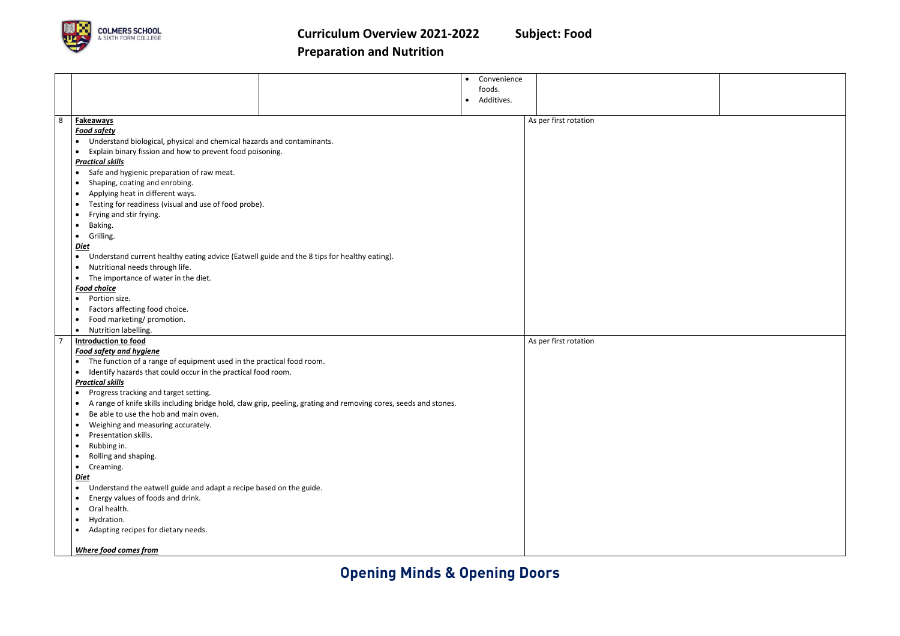# Curriculum Overview 2021-2022 Subject: Food Preparation and Nutrition

| | | | | | |
|---|---|---|---|---|---|
| | | | • Convenience foods.<br>• Additives. | | |
| 8 | **Fakeaways**<br>***Food safety***<br>• Understand biological, physical and chemical hazards and contaminants.<br>• Explain binary fission and how to prevent food poisoning.<br>***Practical skills***<br>• Safe and hygienic preparation of raw meat.<br>• Shaping, coating and enrobing.<br>• Applying heat in different ways.<br>• Testing for readiness (visual and use of food probe).<br>• Frying and stir frying.<br>• Baking.<br>• Grilling.<br>***Diet***<br>• Understand current healthy eating advice (Eatwell guide and the 8 tips for healthy eating).<br>• Nutritional needs through life.<br>• The importance of water in the diet.<br>***Food choice***<br>• Portion size.<br>• Factors affecting food choice.<br>• Food marketing/ promotion.<br>• Nutrition labelling. | | | As per first rotation | |
| 7 | **Introduction to food**<br>***Food safety and hygiene***<br>• The function of a range of equipment used in the practical food room.<br>• Identify hazards that could occur in the practical food room.<br>***Practical skills***<br>• Progress tracking and target setting.<br>• A range of knife skills including bridge hold, claw grip, peeling, grating and removing cores, seeds and stones.<br>• Be able to use the hob and main oven.<br>• Weighing and measuring accurately.<br>• Presentation skills.<br>• Rubbing in.<br>• Rolling and shaping.<br>• Creaming.<br>***Diet***<br>• Understand the eatwell guide and adapt a recipe based on the guide.<br>• Energy values of foods and drink.<br>• Oral health.<br>• Hydration.<br>• Adapting recipes for dietary needs.<br><br>***Where food comes from*** | | | As per first rotation | |

**Opening Minds & Opening Doors**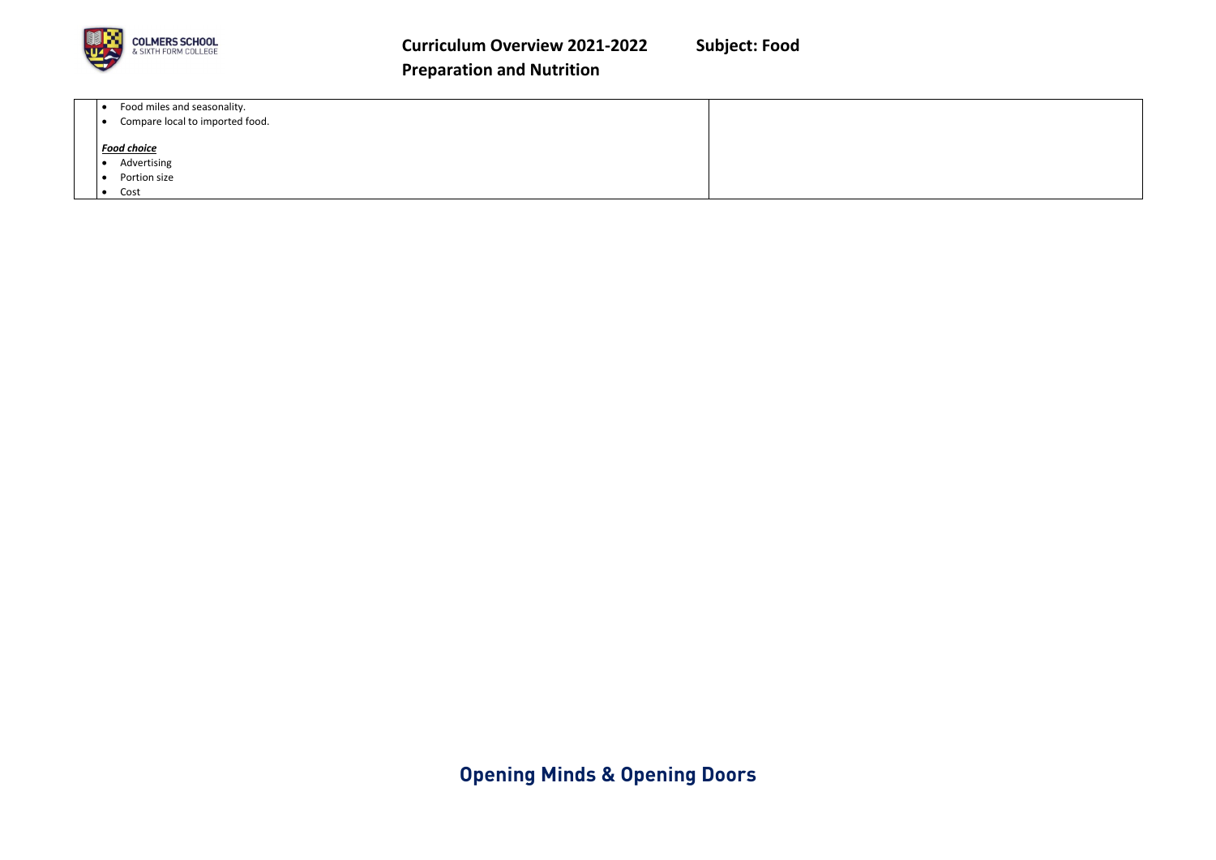| | | |
|---|---|---|
| | • Food miles and seasonality.<br>• Compare local to imported food.<br><br>***Food choice***<br>• Advertising<br>• Portion size<br>• Cost | |